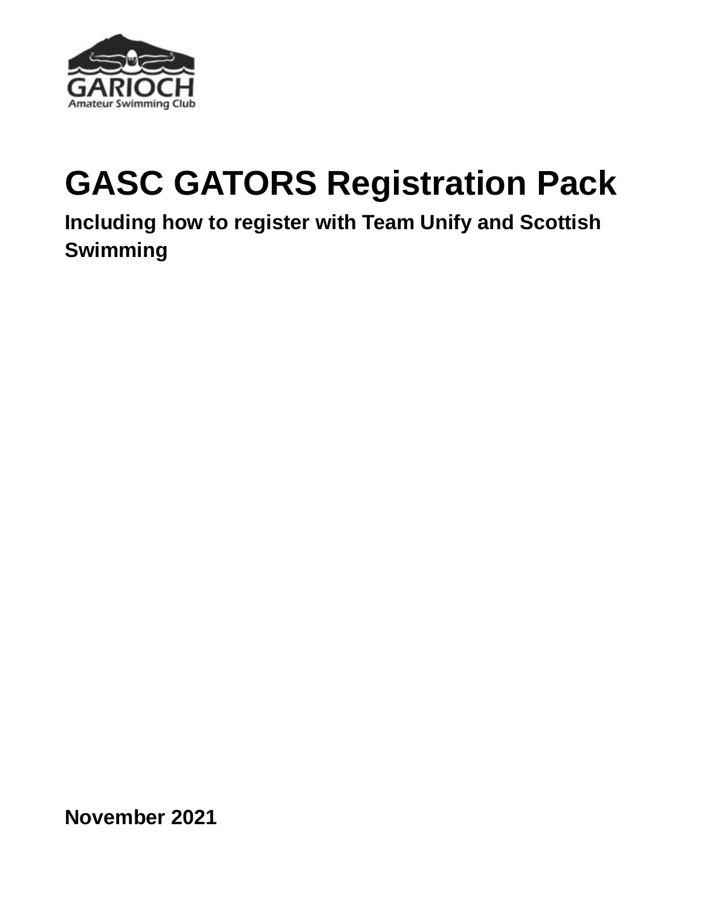# GASC GATORS Registration Pack

**Including how to register with Team Unify and Scottish Swimming**

**November 2021**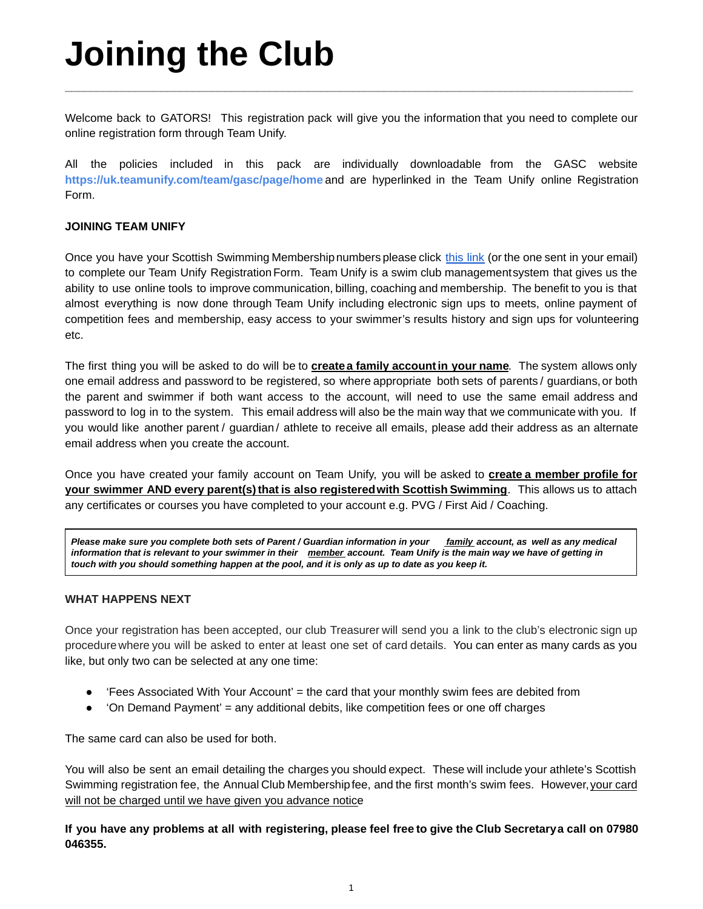# Joining the Club

Welcome back to GATORS! This registration pack will give you the information that you need to complete our online registration form through Team Unify.

All the policies included in this pack are individually downloadable from the GASC website **https://uk.teamunify.com/team/gasc/page/home** and are hyperlinked in the Team Unify online Registration Form.

**JOINING TEAM UNIFY**

Once you have your Scottish Swimming Membership numbers please click this link (or the one sent in your email) to complete our Team Unify Registration Form. Team Unify is a swim club management system that gives us the ability to use online tools to improve communication, billing, coaching and membership. The benefit to you is that almost everything is now done through Team Unify including electronic sign ups to meets, online payment of competition fees and membership, easy access to your swimmer's results history and sign ups for volunteering etc.

The first thing you will be asked to do will be to <u>**create a family account in your name**</u>. The system allows only one email address and password to be registered, so where appropriate both sets of parents / guardians, or both the parent and swimmer if both want access to the account, will need to use the same email address and password to log in to the system. This email address will also be the main way that we communicate with you. If you would like another parent / guardian / athlete to receive all emails, please add their address as an alternate email address when you create the account.

Once you have created your family account on Team Unify, you will be asked to <u>**create a member profile for your swimmer AND every parent(s) that is also registered with Scottish Swimming**</u>. This allows us to attach any certificates or courses you have completed to your account e.g. PVG / First Aid / Coaching.

> ***Please make sure you complete both sets of Parent / Guardian information in your <u>family</u> account, as well as any medical information that is relevant to your swimmer in their <u>member</u> account. Team Unify is the main way we have of getting in touch with you should something happen at the pool, and it is only as up to date as you keep it.***

**WHAT HAPPENS NEXT**

Once your registration has been accepted, our club Treasurer will send you a link to the club's electronic sign up procedure where you will be asked to enter at least one set of card details. You can enter as many cards as you like, but only two can be selected at any one time:

- 'Fees Associated With Your Account' = the card that your monthly swim fees are debited from
- 'On Demand Payment' = any additional debits, like competition fees or one off charges

The same card can also be used for both.

You will also be sent an email detailing the charges you should expect. These will include your athlete's Scottish Swimming registration fee, the Annual Club Membership fee, and the first month's swim fees. However, <u>your card will not be charged until we have given you advance notice</u>

**If you have any problems at all with registering, please feel free to give the Club Secretary a call on 07980 046355.**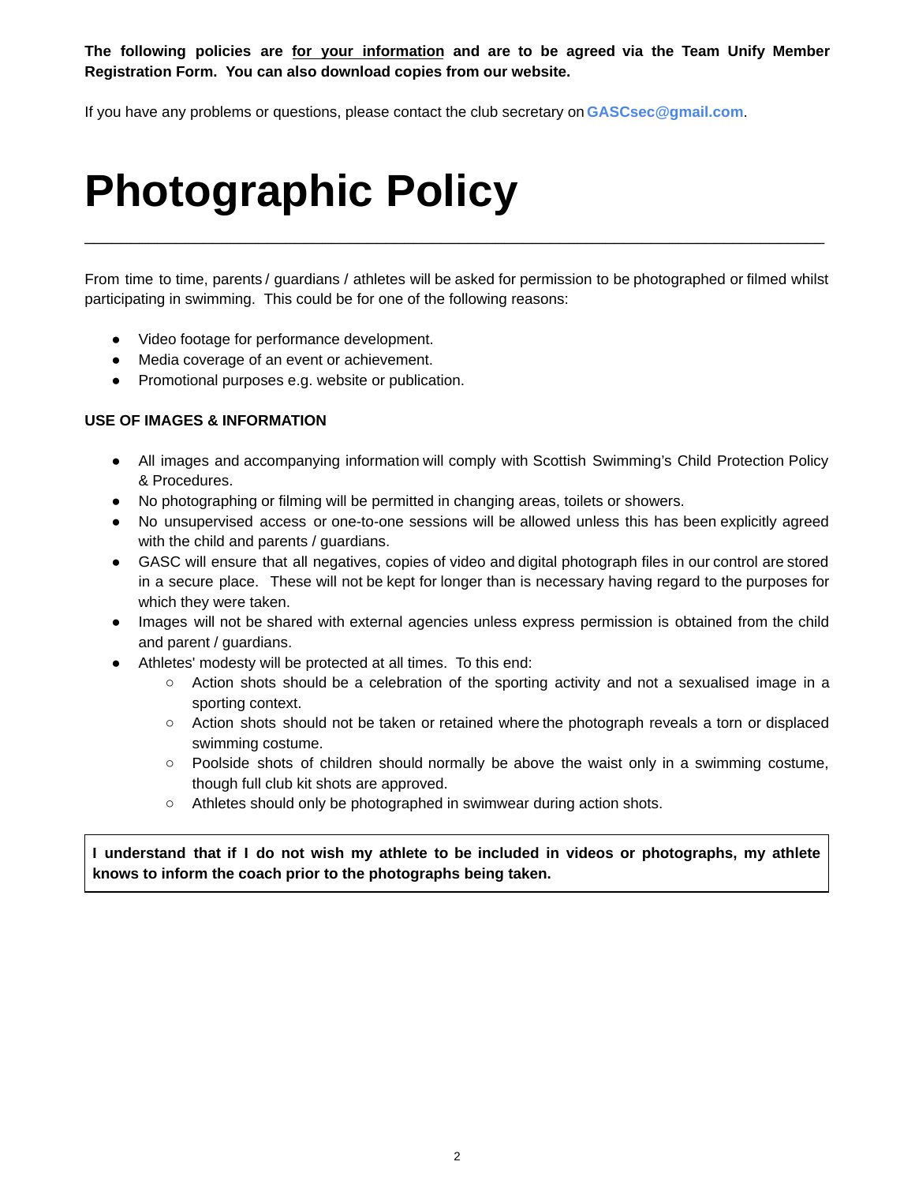**The following policies are for your information and are to be agreed via the Team Unify Member Registration Form. You can also download copies from our website.**

If you have any problems or questions, please contact the club secretary on **GASCsec@gmail.com**.

# Photographic Policy

---

From time to time, parents / guardians / athletes will be asked for permission to be photographed or filmed whilst participating in swimming. This could be for one of the following reasons:

- Video footage for performance development.
- Media coverage of an event or achievement.
- Promotional purposes e.g. website or publication.

**USE OF IMAGES & INFORMATION**

- All images and accompanying information will comply with Scottish Swimming's Child Protection Policy & Procedures.
- No photographing or filming will be permitted in changing areas, toilets or showers.
- No unsupervised access or one-to-one sessions will be allowed unless this has been explicitly agreed with the child and parents / guardians.
- GASC will ensure that all negatives, copies of video and digital photograph files in our control are stored in a secure place. These will not be kept for longer than is necessary having regard to the purposes for which they were taken.
- Images will not be shared with external agencies unless express permission is obtained from the child and parent / guardians.
- Athletes' modesty will be protected at all times. To this end:
  - Action shots should be a celebration of the sporting activity and not a sexualised image in a sporting context.
  - Action shots should not be taken or retained where the photograph reveals a torn or displaced swimming costume.
  - Poolside shots of children should normally be above the waist only in a swimming costume, though full club kit shots are approved.
  - Athletes should only be photographed in swimwear during action shots.

**I understand that if I do not wish my athlete to be included in videos or photographs, my athlete knows to inform the coach prior to the photographs being taken.**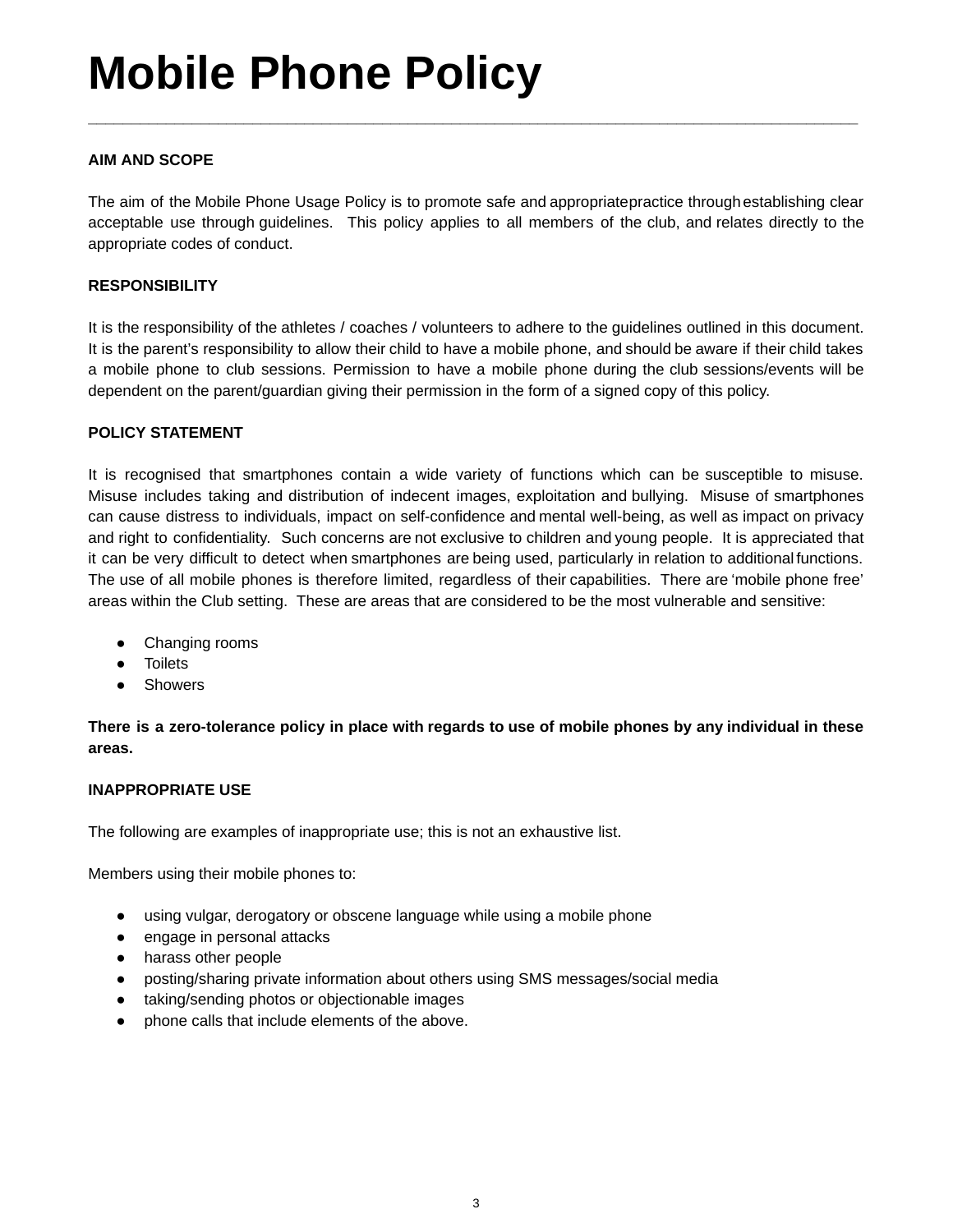# Mobile Phone Policy

---

**AIM AND SCOPE**

The aim of the Mobile Phone Usage Policy is to promote safe and appropriate practice through establishing clear acceptable use through guidelines. This policy applies to all members of the club, and relates directly to the appropriate codes of conduct.

**RESPONSIBILITY**

It is the responsibility of the athletes / coaches / volunteers to adhere to the guidelines outlined in this document. It is the parent's responsibility to allow their child to have a mobile phone, and should be aware if their child takes a mobile phone to club sessions. Permission to have a mobile phone during the club sessions/events will be dependent on the parent/guardian giving their permission in the form of a signed copy of this policy.

**POLICY STATEMENT**

It is recognised that smartphones contain a wide variety of functions which can be susceptible to misuse. Misuse includes taking and distribution of indecent images, exploitation and bullying. Misuse of smartphones can cause distress to individuals, impact on self-confidence and mental well-being, as well as impact on privacy and right to confidentiality. Such concerns are not exclusive to children and young people. It is appreciated that it can be very difficult to detect when smartphones are being used, particularly in relation to additional functions. The use of all mobile phones is therefore limited, regardless of their capabilities. There are 'mobile phone free' areas within the Club setting. These are areas that are considered to be the most vulnerable and sensitive:

- Changing rooms
- Toilets
- Showers

**There is a zero-tolerance policy in place with regards to use of mobile phones by any individual in these areas.**

**INAPPROPRIATE USE**

The following are examples of inappropriate use; this is not an exhaustive list.

Members using their mobile phones to:

- using vulgar, derogatory or obscene language while using a mobile phone
- engage in personal attacks
- harass other people
- posting/sharing private information about others using SMS messages/social media
- taking/sending photos or objectionable images
- phone calls that include elements of the above.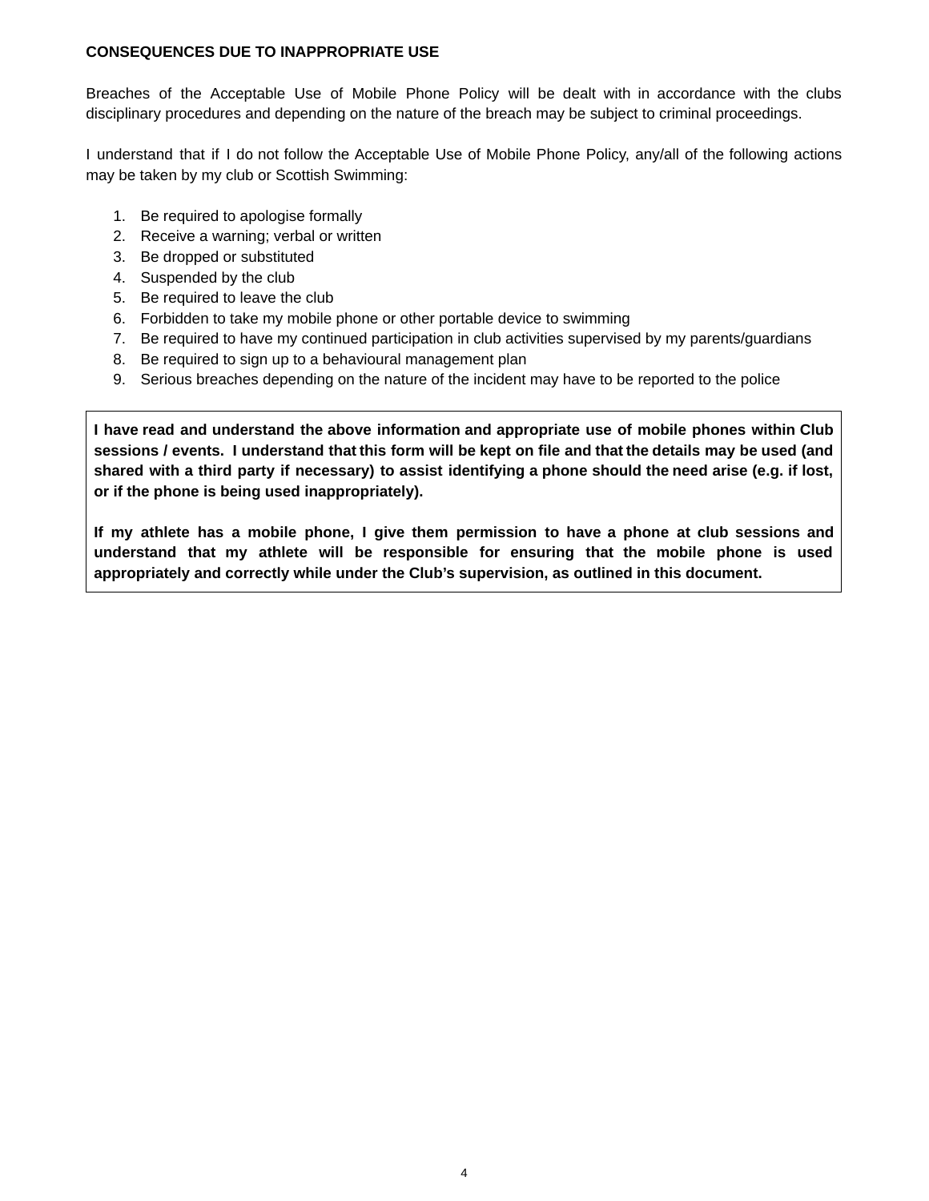**CONSEQUENCES DUE TO INAPPROPRIATE USE**

Breaches of the Acceptable Use of Mobile Phone Policy will be dealt with in accordance with the clubs disciplinary procedures and depending on the nature of the breach may be subject to criminal proceedings.

I understand that if I do not follow the Acceptable Use of Mobile Phone Policy, any/all of the following actions may be taken by my club or Scottish Swimming:

1. Be required to apologise formally
2. Receive a warning; verbal or written
3. Be dropped or substituted
4. Suspended by the club
5. Be required to leave the club
6. Forbidden to take my mobile phone or other portable device to swimming
7. Be required to have my continued participation in club activities supervised by my parents/guardians
8. Be required to sign up to a behavioural management plan
9. Serious breaches depending on the nature of the incident may have to be reported to the police

**I have read and understand the above information and appropriate use of mobile phones within Club sessions / events. I understand that this form will be kept on file and that the details may be used (and shared with a third party if necessary) to assist identifying a phone should the need arise (e.g. if lost, or if the phone is being used inappropriately).**

**If my athlete has a mobile phone, I give them permission to have a phone at club sessions and understand that my athlete will be responsible for ensuring that the mobile phone is used appropriately and correctly while under the Club's supervision, as outlined in this document.**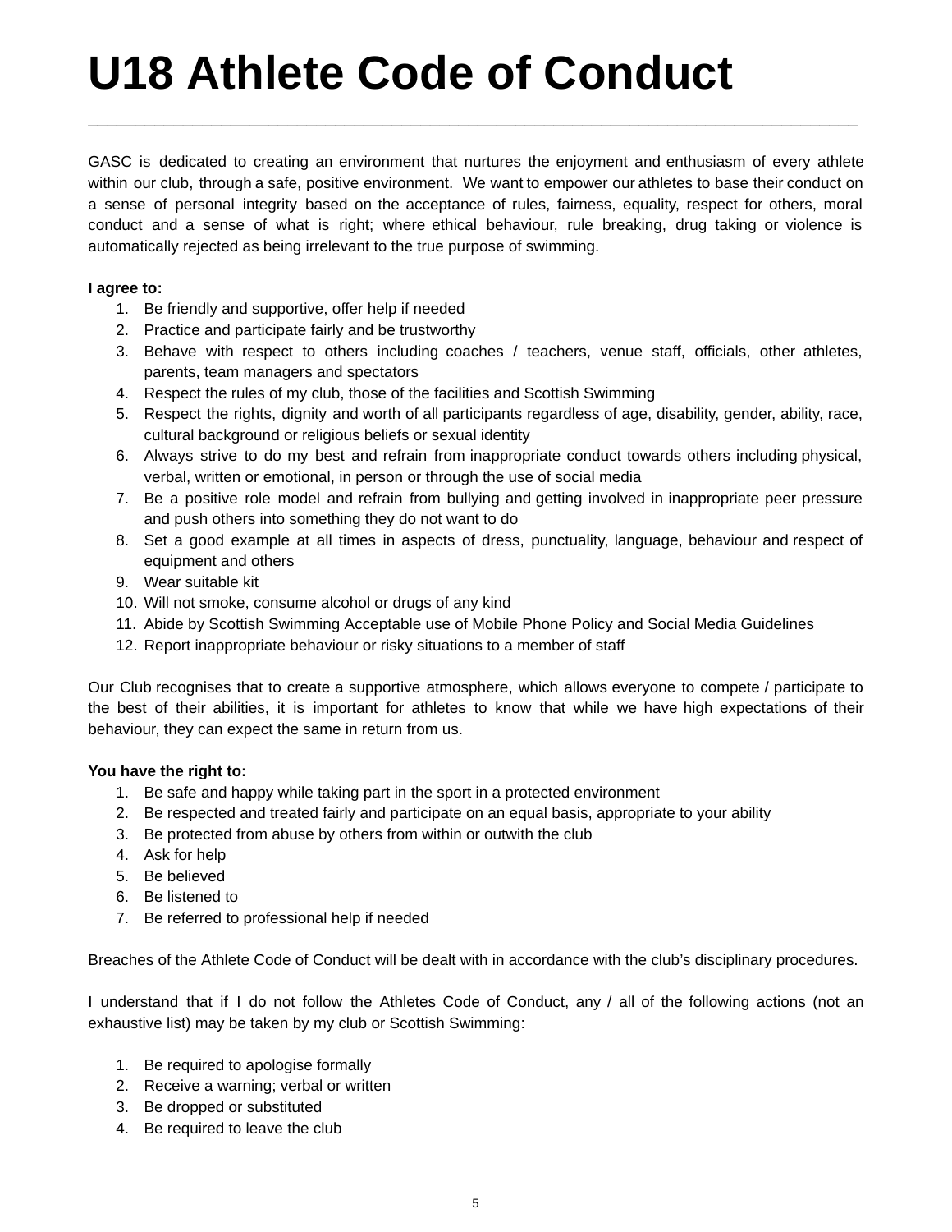# U18 Athlete Code of Conduct

GASC is dedicated to creating an environment that nurtures the enjoyment and enthusiasm of every athlete within our club, through a safe, positive environment. We want to empower our athletes to base their conduct on a sense of personal integrity based on the acceptance of rules, fairness, equality, respect for others, moral conduct and a sense of what is right; where ethical behaviour, rule breaking, drug taking or violence is automatically rejected as being irrelevant to the true purpose of swimming.

**I agree to:**

1. Be friendly and supportive, offer help if needed
2. Practice and participate fairly and be trustworthy
3. Behave with respect to others including coaches / teachers, venue staff, officials, other athletes, parents, team managers and spectators
4. Respect the rules of my club, those of the facilities and Scottish Swimming
5. Respect the rights, dignity and worth of all participants regardless of age, disability, gender, ability, race, cultural background or religious beliefs or sexual identity
6. Always strive to do my best and refrain from inappropriate conduct towards others including physical, verbal, written or emotional, in person or through the use of social media
7. Be a positive role model and refrain from bullying and getting involved in inappropriate peer pressure and push others into something they do not want to do
8. Set a good example at all times in aspects of dress, punctuality, language, behaviour and respect of equipment and others
9. Wear suitable kit
10. Will not smoke, consume alcohol or drugs of any kind
11. Abide by Scottish Swimming Acceptable use of Mobile Phone Policy and Social Media Guidelines
12. Report inappropriate behaviour or risky situations to a member of staff

Our Club recognises that to create a supportive atmosphere, which allows everyone to compete / participate to the best of their abilities, it is important for athletes to know that while we have high expectations of their behaviour, they can expect the same in return from us.

**You have the right to:**

1. Be safe and happy while taking part in the sport in a protected environment
2. Be respected and treated fairly and participate on an equal basis, appropriate to your ability
3. Be protected from abuse by others from within or outwith the club
4. Ask for help
5. Be believed
6. Be listened to
7. Be referred to professional help if needed

Breaches of the Athlete Code of Conduct will be dealt with in accordance with the club's disciplinary procedures.

I understand that if I do not follow the Athletes Code of Conduct, any / all of the following actions (not an exhaustive list) may be taken by my club or Scottish Swimming:

1. Be required to apologise formally
2. Receive a warning; verbal or written
3. Be dropped or substituted
4. Be required to leave the club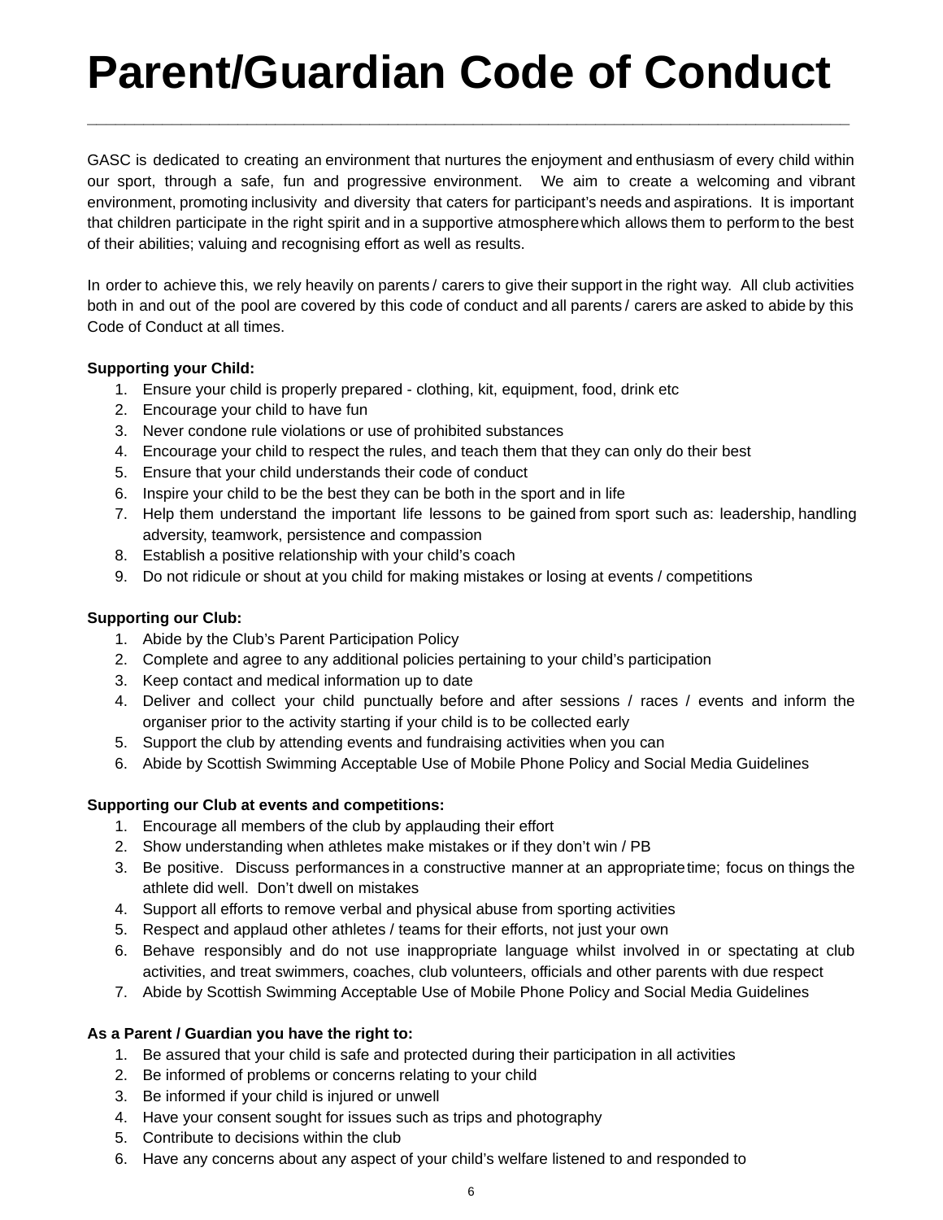# Parent/Guardian Code of Conduct

GASC is dedicated to creating an environment that nurtures the enjoyment and enthusiasm of every child within our sport, through a safe, fun and progressive environment. We aim to create a welcoming and vibrant environment, promoting inclusivity and diversity that caters for participant's needs and aspirations. It is important that children participate in the right spirit and in a supportive atmosphere which allows them to perform to the best of their abilities; valuing and recognising effort as well as results.

In order to achieve this, we rely heavily on parents / carers to give their support in the right way. All club activities both in and out of the pool are covered by this code of conduct and all parents / carers are asked to abide by this Code of Conduct at all times.

**Supporting your Child:**

1. Ensure your child is properly prepared - clothing, kit, equipment, food, drink etc
2. Encourage your child to have fun
3. Never condone rule violations or use of prohibited substances
4. Encourage your child to respect the rules, and teach them that they can only do their best
5. Ensure that your child understands their code of conduct
6. Inspire your child to be the best they can be both in the sport and in life
7. Help them understand the important life lessons to be gained from sport such as: leadership, handling adversity, teamwork, persistence and compassion
8. Establish a positive relationship with your child's coach
9. Do not ridicule or shout at you child for making mistakes or losing at events / competitions

**Supporting our Club:**

1. Abide by the Club's Parent Participation Policy
2. Complete and agree to any additional policies pertaining to your child's participation
3. Keep contact and medical information up to date
4. Deliver and collect your child punctually before and after sessions / races / events and inform the organiser prior to the activity starting if your child is to be collected early
5. Support the club by attending events and fundraising activities when you can
6. Abide by Scottish Swimming Acceptable Use of Mobile Phone Policy and Social Media Guidelines

**Supporting our Club at events and competitions:**

1. Encourage all members of the club by applauding their effort
2. Show understanding when athletes make mistakes or if they don't win / PB
3. Be positive. Discuss performances in a constructive manner at an appropriate time; focus on things the athlete did well. Don't dwell on mistakes
4. Support all efforts to remove verbal and physical abuse from sporting activities
5. Respect and applaud other athletes / teams for their efforts, not just your own
6. Behave responsibly and do not use inappropriate language whilst involved in or spectating at club activities, and treat swimmers, coaches, club volunteers, officials and other parents with due respect
7. Abide by Scottish Swimming Acceptable Use of Mobile Phone Policy and Social Media Guidelines

**As a Parent / Guardian you have the right to:**

1. Be assured that your child is safe and protected during their participation in all activities
2. Be informed of problems or concerns relating to your child
3. Be informed if your child is injured or unwell
4. Have your consent sought for issues such as trips and photography
5. Contribute to decisions within the club
6. Have any concerns about any aspect of your child's welfare listened to and responded to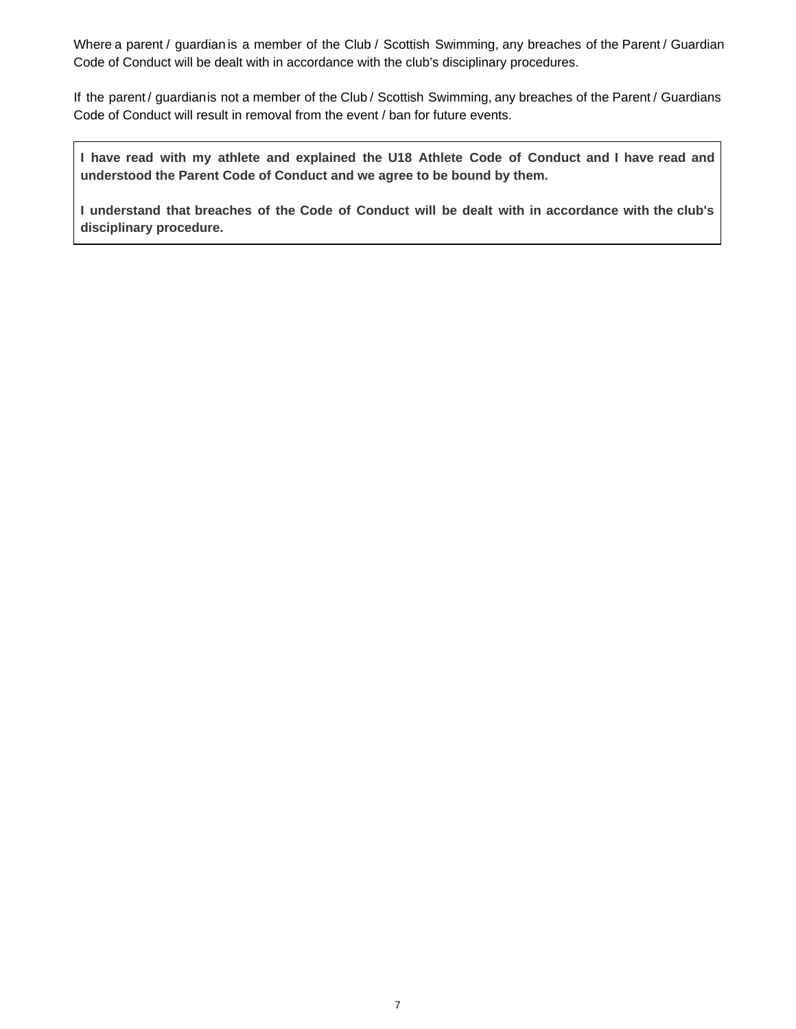Where a parent / guardian is a member of the Club / Scottish Swimming, any breaches of the Parent / Guardian Code of Conduct will be dealt with in accordance with the club's disciplinary procedures.

If the parent / guardian is not a member of the Club / Scottish Swimming, any breaches of the Parent / Guardians Code of Conduct will result in removal from the event / ban for future events.

**I have read with my athlete and explained the U18 Athlete Code of Conduct and I have read and understood the Parent Code of Conduct and we agree to be bound by them.**

**I understand that breaches of the Code of Conduct will be dealt with in accordance with the club's disciplinary procedure.**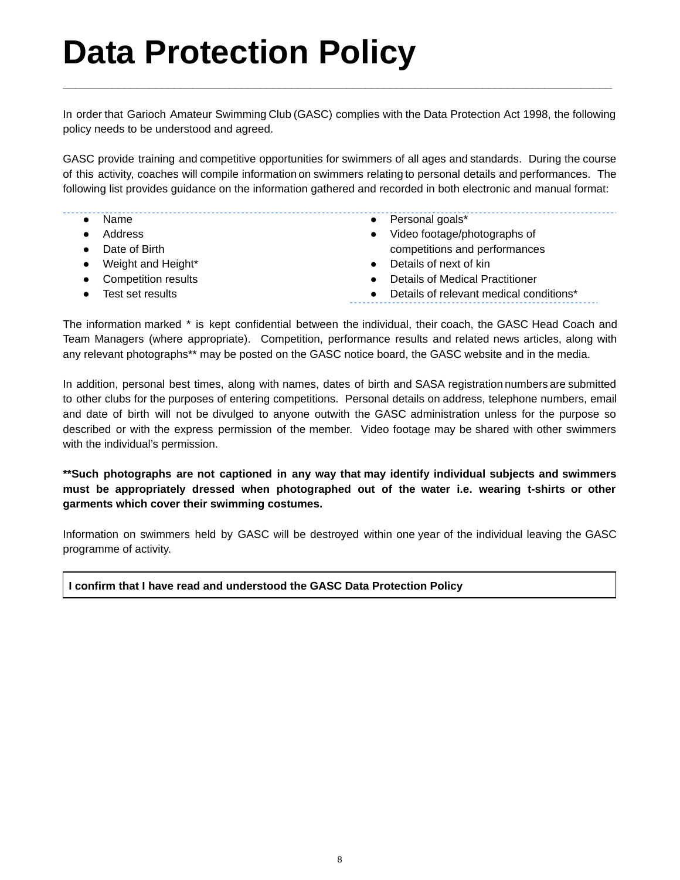# Data Protection Policy

In order that Garioch Amateur Swimming Club (GASC) complies with the Data Protection Act 1998, the following policy needs to be understood and agreed.

GASC provide training and competitive opportunities for swimmers of all ages and standards. During the course of this activity, coaches will compile information on swimmers relating to personal details and performances. The following list provides guidance on the information gathered and recorded in both electronic and manual format:

- Name
- Address
- Date of Birth
- Weight and Height*
- Competition results
- Test set results
- Personal goals*
- Video footage/photographs of competitions and performances
- Details of next of kin
- Details of Medical Practitioner
- Details of relevant medical conditions*

The information marked * is kept confidential between the individual, their coach, the GASC Head Coach and Team Managers (where appropriate). Competition, performance results and related news articles, along with any relevant photographs** may be posted on the GASC notice board, the GASC website and in the media.

In addition, personal best times, along with names, dates of birth and SASA registration numbers are submitted to other clubs for the purposes of entering competitions. Personal details on address, telephone numbers, email and date of birth will not be divulged to anyone outwith the GASC administration unless for the purpose so described or with the express permission of the member. Video footage may be shared with other swimmers with the individual's permission.

**\*\*Such photographs are not captioned in any way that may identify individual subjects and swimmers must be appropriately dressed when photographed out of the water i.e. wearing t-shirts or other garments which cover their swimming costumes.**

Information on swimmers held by GASC will be destroyed within one year of the individual leaving the GASC programme of activity.

| **I confirm that I have read and understood the GASC Data Protection Policy** |
|---|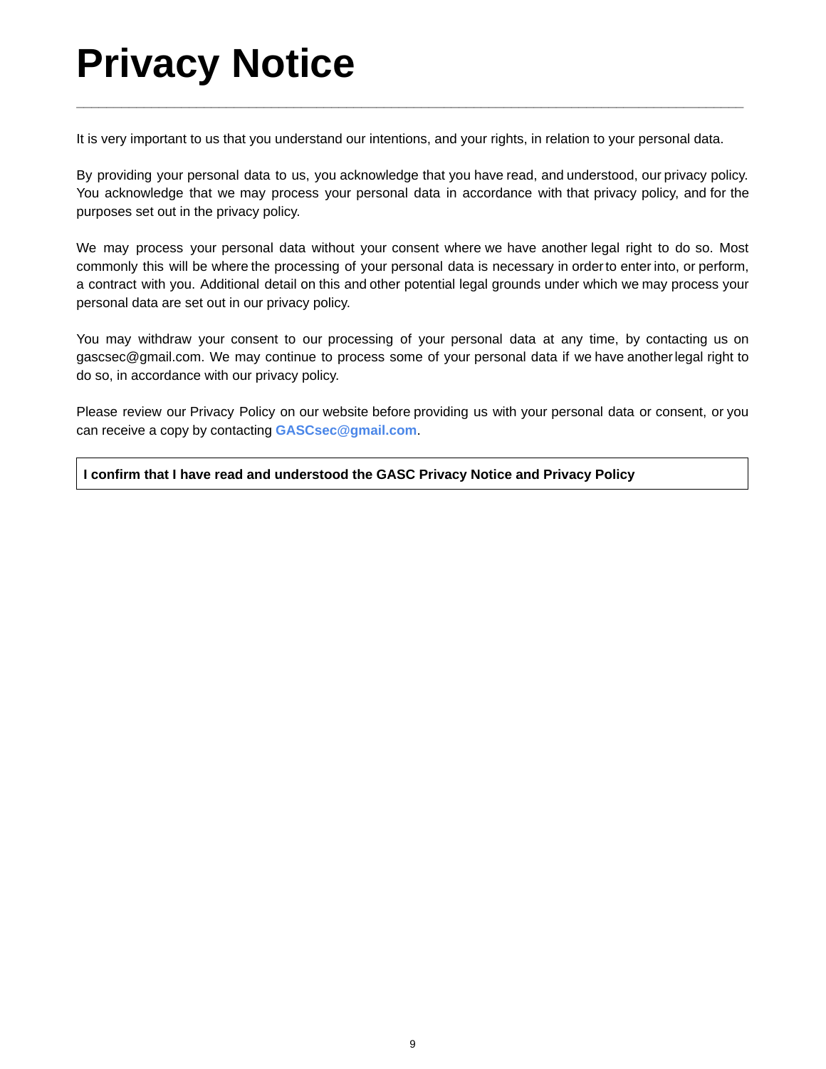# Privacy Notice

It is very important to us that you understand our intentions, and your rights, in relation to your personal data.

By providing your personal data to us, you acknowledge that you have read, and understood, our privacy policy. You acknowledge that we may process your personal data in accordance with that privacy policy, and for the purposes set out in the privacy policy.

We may process your personal data without your consent where we have another legal right to do so. Most commonly this will be where the processing of your personal data is necessary in order to enter into, or perform, a contract with you. Additional detail on this and other potential legal grounds under which we may process your personal data are set out in our privacy policy.

You may withdraw your consent to our processing of your personal data at any time, by contacting us on gascsec@gmail.com. We may continue to process some of your personal data if we have another legal right to do so, in accordance with our privacy policy.

Please review our Privacy Policy on our website before providing us with your personal data or consent, or you can receive a copy by contacting **GASCsec@gmail.com**.

| |
|---|
| **I confirm that I have read and understood the GASC Privacy Notice and Privacy Policy** |